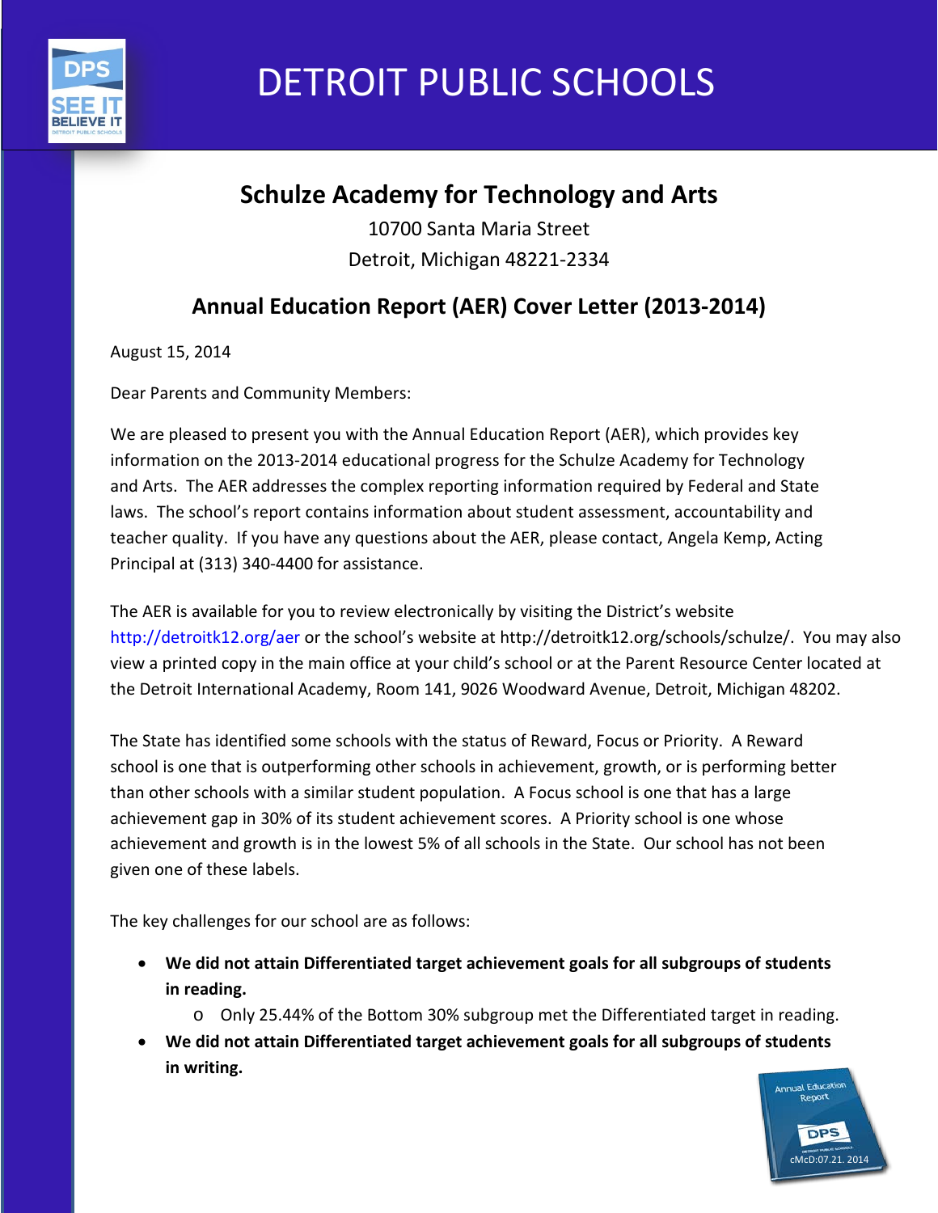# DETROIT PUBLIC SCHOOLS

## Schulze Academy for Technology and Arts

10700 Santa Maria Street
Detroit, Michigan 48221-2334

## Annual Education Report (AER) Cover Letter (2013-2014)

August 15, 2014

Dear Parents and Community Members:

We are pleased to present you with the Annual Education Report (AER), which provides key information on the 2013-2014 educational progress for the Schulze Academy for Technology and Arts. The AER addresses the complex reporting information required by Federal and State laws. The school's report contains information about student assessment, accountability and teacher quality. If you have any questions about the AER, please contact, Angela Kemp, Acting Principal at (313) 340-4400 for assistance.

The AER is available for you to review electronically by visiting the District's website http://detroitk12.org/aer or the school's website at http://detroitk12.org/schools/schulze/. You may also view a printed copy in the main office at your child's school or at the Parent Resource Center located at the Detroit International Academy, Room 141, 9026 Woodward Avenue, Detroit, Michigan 48202.

The State has identified some schools with the status of Reward, Focus or Priority. A Reward school is one that is outperforming other schools in achievement, growth, or is performing better than other schools with a similar student population. A Focus school is one that has a large achievement gap in 30% of its student achievement scores. A Priority school is one whose achievement and growth is in the lowest 5% of all schools in the State. Our school has not been given one of these labels.

The key challenges for our school are as follows:

- **We did not attain Differentiated target achievement goals for all subgroups of students in reading.**
  - Only 25.44% of the Bottom 30% subgroup met the Differentiated target in reading.
- **We did not attain Differentiated target achievement goals for all subgroups of students in writing.**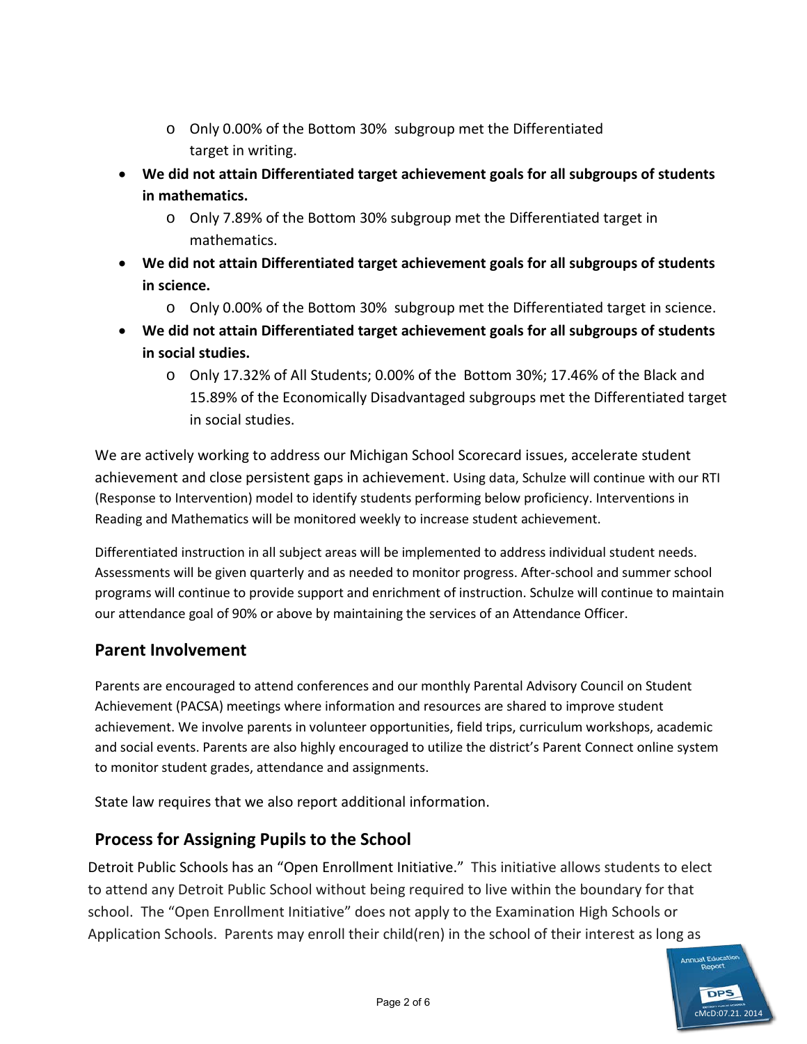- Only 0.00% of the Bottom 30% subgroup met the Differentiated target in writing.

- **We did not attain Differentiated target achievement goals for all subgroups of students in mathematics.**
  - Only 7.89% of the Bottom 30% subgroup met the Differentiated target in mathematics.
- **We did not attain Differentiated target achievement goals for all subgroups of students in science.**
  - Only 0.00% of the Bottom 30% subgroup met the Differentiated target in science.
- **We did not attain Differentiated target achievement goals for all subgroups of students in social studies.**
  - Only 17.32% of All Students; 0.00% of the Bottom 30%; 17.46% of the Black and 15.89% of the Economically Disadvantaged subgroups met the Differentiated target in social studies.

We are actively working to address our Michigan School Scorecard issues, accelerate student achievement and close persistent gaps in achievement. Using data, Schulze will continue with our RTI (Response to Intervention) model to identify students performing below proficiency. Interventions in Reading and Mathematics will be monitored weekly to increase student achievement.

Differentiated instruction in all subject areas will be implemented to address individual student needs. Assessments will be given quarterly and as needed to monitor progress. After-school and summer school programs will continue to provide support and enrichment of instruction. Schulze will continue to maintain our attendance goal of 90% or above by maintaining the services of an Attendance Officer.

## Parent Involvement

Parents are encouraged to attend conferences and our monthly Parental Advisory Council on Student Achievement (PACSA) meetings where information and resources are shared to improve student achievement. We involve parents in volunteer opportunities, field trips, curriculum workshops, academic and social events. Parents are also highly encouraged to utilize the district's Parent Connect online system to monitor student grades, attendance and assignments.

State law requires that we also report additional information.

## Process for Assigning Pupils to the School

Detroit Public Schools has an "Open Enrollment Initiative." This initiative allows students to elect to attend any Detroit Public School without being required to live within the boundary for that school. The "Open Enrollment Initiative" does not apply to the Examination High Schools or Application Schools. Parents may enroll their child(ren) in the school of their interest as long as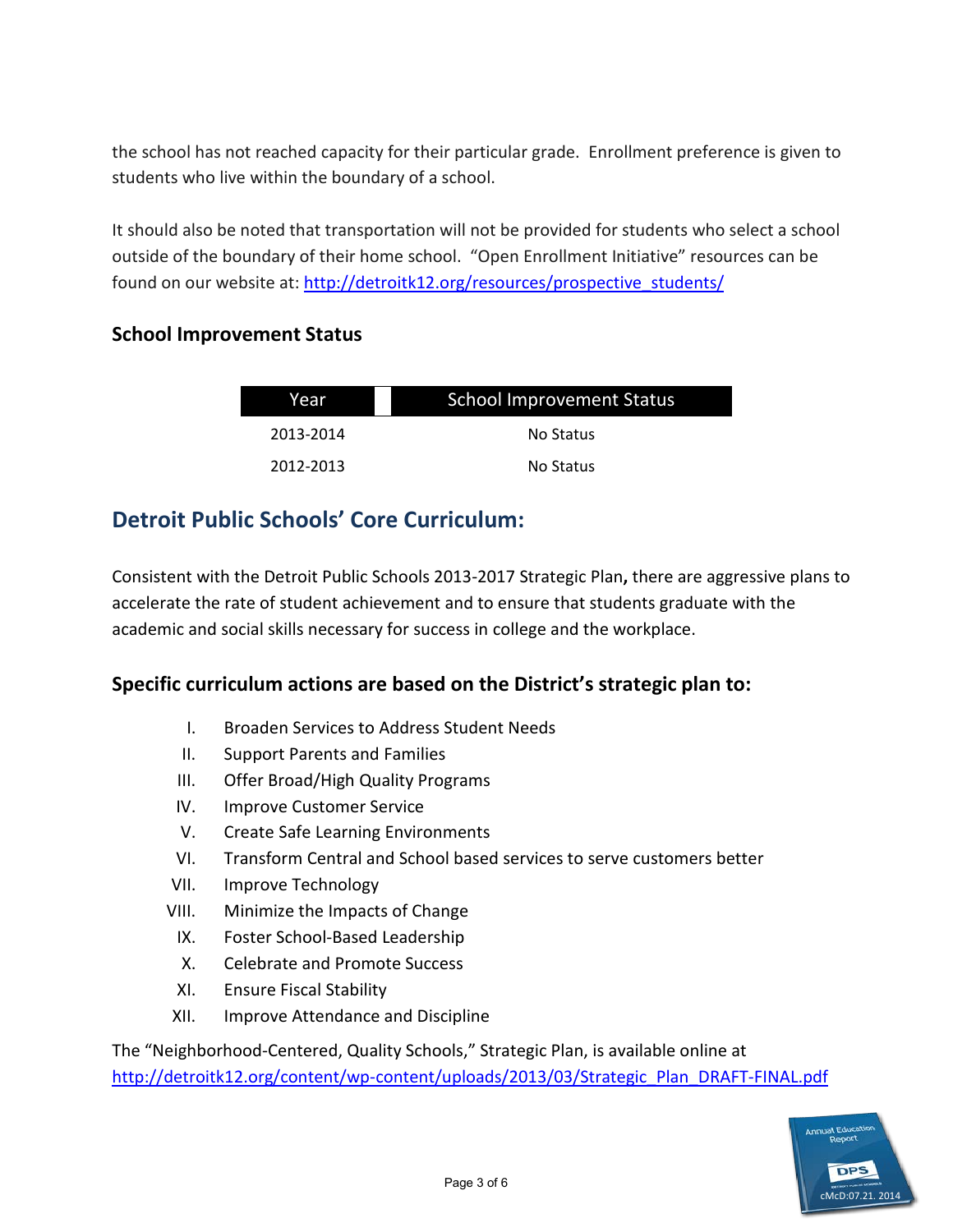the school has not reached capacity for their particular grade. Enrollment preference is given to students who live within the boundary of a school.

It should also be noted that transportation will not be provided for students who select a school outside of the boundary of their home school. "Open Enrollment Initiative" resources can be found on our website at: http://detroitk12.org/resources/prospective_students/

### School Improvement Status

| Year | School Improvement Status |
|---|---|
| 2013-2014 | No Status |
| 2012-2013 | No Status |

## Detroit Public Schools' Core Curriculum:

Consistent with the Detroit Public Schools 2013-2017 Strategic Plan**,** there are aggressive plans to accelerate the rate of student achievement and to ensure that students graduate with the academic and social skills necessary for success in college and the workplace.

### Specific curriculum actions are based on the District's strategic plan to:

I. Broaden Services to Address Student Needs
II. Support Parents and Families
III. Offer Broad/High Quality Programs
IV. Improve Customer Service
V. Create Safe Learning Environments
VI. Transform Central and School based services to serve customers better
VII. Improve Technology
VIII. Minimize the Impacts of Change
IX. Foster School-Based Leadership
X. Celebrate and Promote Success
XI. Ensure Fiscal Stability
XII. Improve Attendance and Discipline

The "Neighborhood-Centered, Quality Schools," Strategic Plan, is available online at http://detroitk12.org/content/wp-content/uploads/2013/03/Strategic_Plan_DRAFT-FINAL.pdf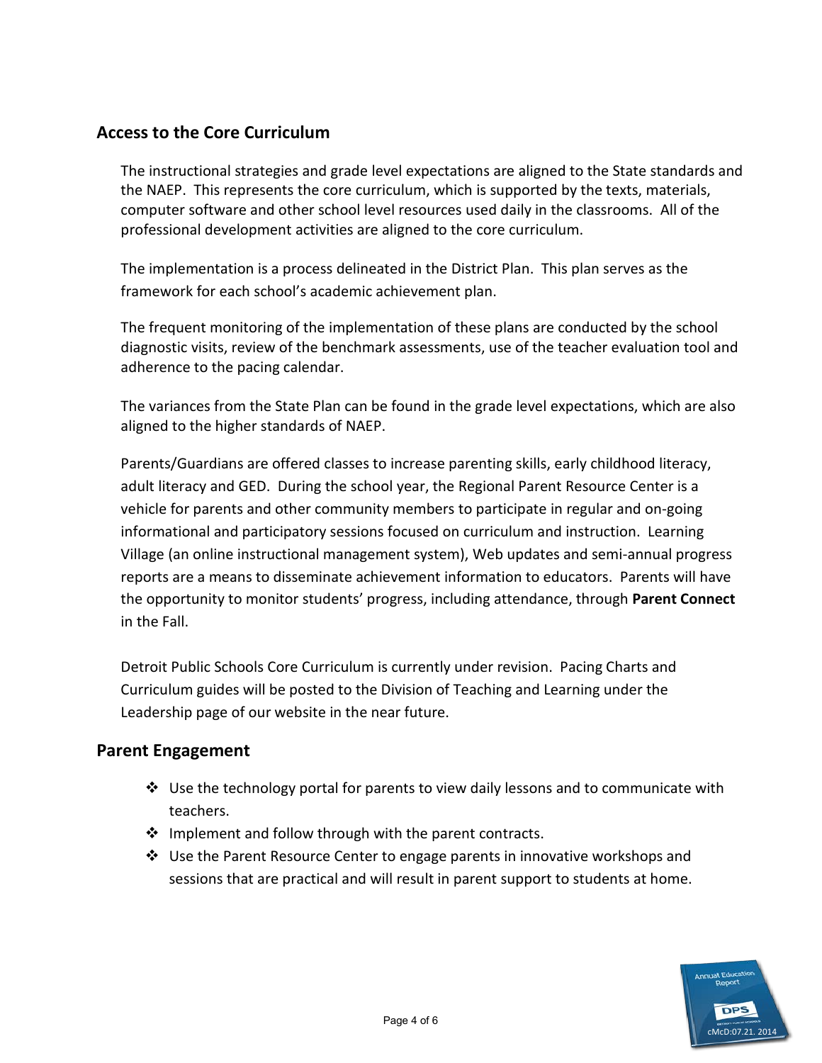## Access to the Core Curriculum

The instructional strategies and grade level expectations are aligned to the State standards and the NAEP. This represents the core curriculum, which is supported by the texts, materials, computer software and other school level resources used daily in the classrooms. All of the professional development activities are aligned to the core curriculum.

The implementation is a process delineated in the District Plan. This plan serves as the framework for each school's academic achievement plan.

The frequent monitoring of the implementation of these plans are conducted by the school diagnostic visits, review of the benchmark assessments, use of the teacher evaluation tool and adherence to the pacing calendar.

The variances from the State Plan can be found in the grade level expectations, which are also aligned to the higher standards of NAEP.

Parents/Guardians are offered classes to increase parenting skills, early childhood literacy, adult literacy and GED. During the school year, the Regional Parent Resource Center is a vehicle for parents and other community members to participate in regular and on-going informational and participatory sessions focused on curriculum and instruction. Learning Village (an online instructional management system), Web updates and semi-annual progress reports are a means to disseminate achievement information to educators. Parents will have the opportunity to monitor students' progress, including attendance, through **Parent Connect** in the Fall.

Detroit Public Schools Core Curriculum is currently under revision. Pacing Charts and Curriculum guides will be posted to the Division of Teaching and Learning under the Leadership page of our website in the near future.

## Parent Engagement

- Use the technology portal for parents to view daily lessons and to communicate with teachers.
- Implement and follow through with the parent contracts.
- Use the Parent Resource Center to engage parents in innovative workshops and sessions that are practical and will result in parent support to students at home.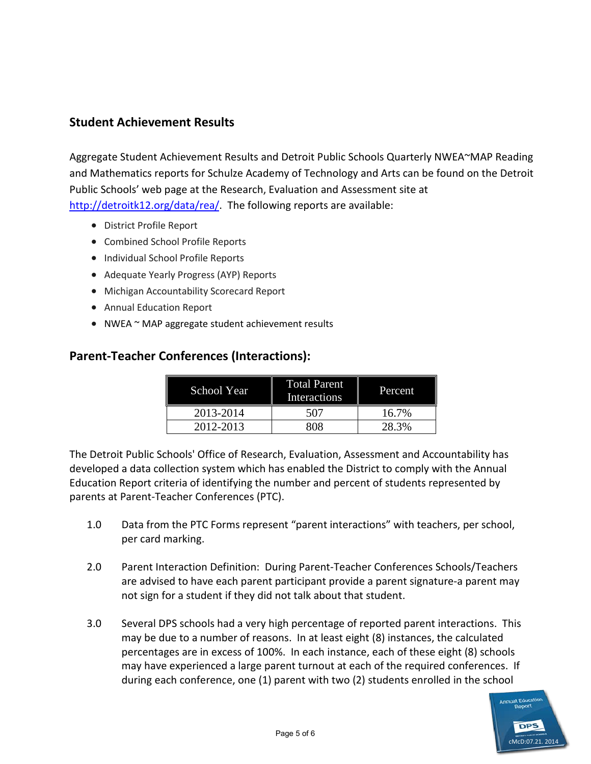## Student Achievement Results

Aggregate Student Achievement Results and Detroit Public Schools Quarterly NWEA~MAP Reading and Mathematics reports for Schulze Academy of Technology and Arts can be found on the Detroit Public Schools' web page at the Research, Evaluation and Assessment site at http://detroitk12.org/data/rea/. The following reports are available:

- District Profile Report
- Combined School Profile Reports
- Individual School Profile Reports
- Adequate Yearly Progress (AYP) Reports
- Michigan Accountability Scorecard Report
- Annual Education Report
- NWEA ~ MAP aggregate student achievement results

## Parent-Teacher Conferences (Interactions):

| School Year | Total Parent Interactions | Percent |
|---|---|---|
| 2013-2014 | 507 | 16.7% |
| 2012-2013 | 808 | 28.3% |

The Detroit Public Schools' Office of Research, Evaluation, Assessment and Accountability has developed a data collection system which has enabled the District to comply with the Annual Education Report criteria of identifying the number and percent of students represented by parents at Parent-Teacher Conferences (PTC).

1.0 Data from the PTC Forms represent "parent interactions" with teachers, per school, per card marking.

2.0 Parent Interaction Definition: During Parent-Teacher Conferences Schools/Teachers are advised to have each parent participant provide a parent signature-a parent may not sign for a student if they did not talk about that student.

3.0 Several DPS schools had a very high percentage of reported parent interactions. This may be due to a number of reasons. In at least eight (8) instances, the calculated percentages are in excess of 100%. In each instance, each of these eight (8) schools may have experienced a large parent turnout at each of the required conferences. If during each conference, one (1) parent with two (2) students enrolled in the school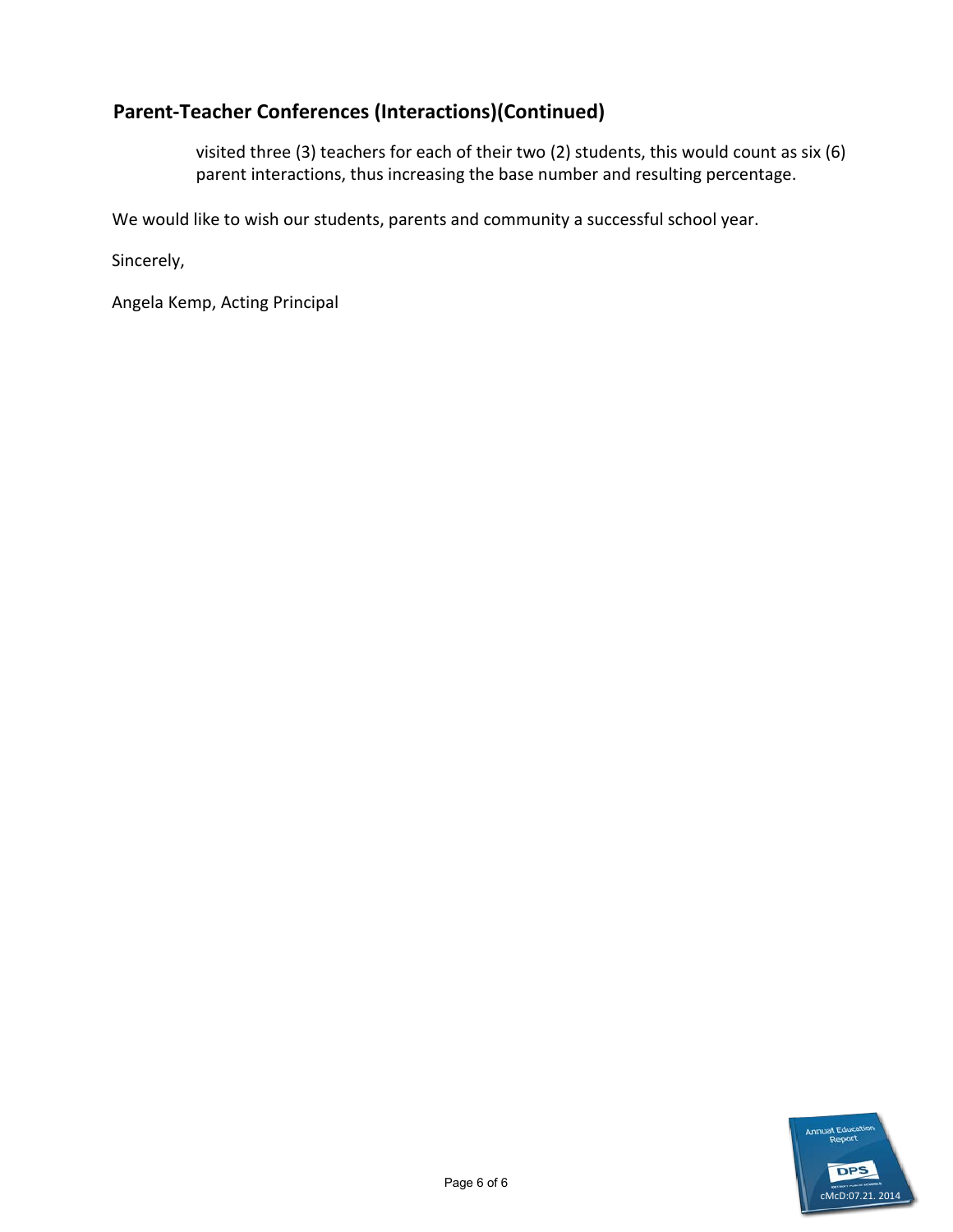## Parent-Teacher Conferences (Interactions)(Continued)

visited three (3) teachers for each of their two (2) students, this would count as six (6) parent interactions, thus increasing the base number and resulting percentage.

We would like to wish our students, parents and community a successful school year.

Sincerely,

Angela Kemp, Acting Principal